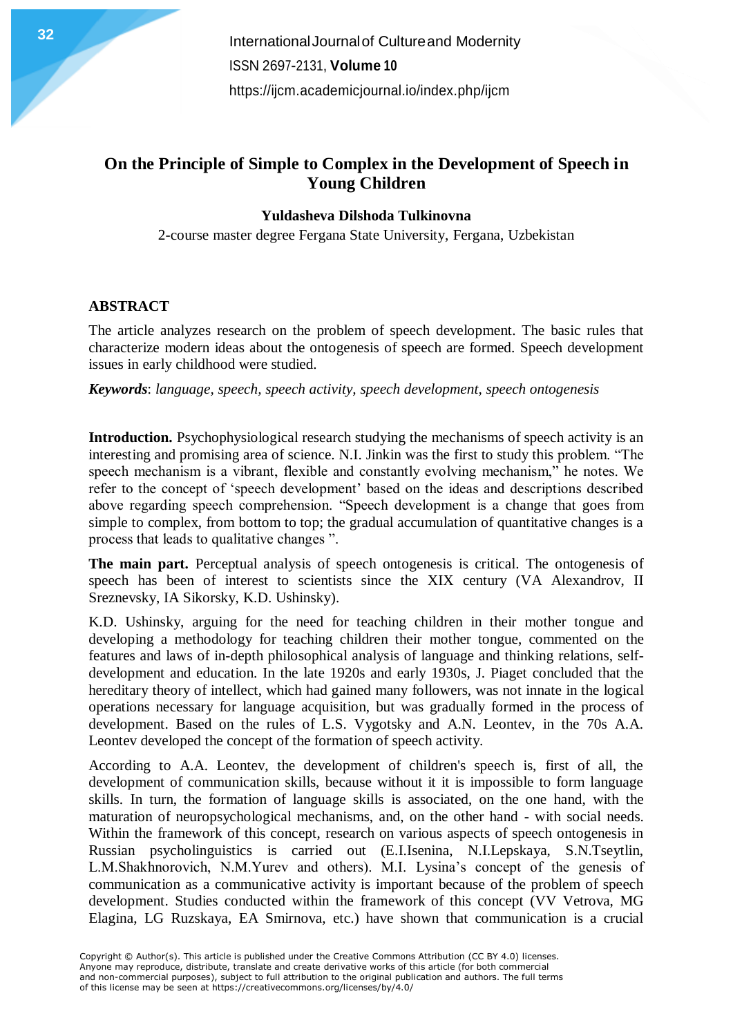# On the Principle of Simple to Complex in the Development of Speech in Young Children

**Yuldasheva Dilshoda Tulkinovna**

2-course master degree Fergana State University, Fergana, Uzbekistan

## ABSTRACT

The article analyzes research on the problem of speech development. The basic rules that characterize modern ideas about the ontogenesis of speech are formed. Speech development issues in early childhood were studied.

***Keywords***: *language, speech, speech activity, speech development, speech ontogenesis*

**Introduction.** Psychophysiological research studying the mechanisms of speech activity is an interesting and promising area of science. N.I. Jinkin was the first to study this problem. "The speech mechanism is a vibrant, flexible and constantly evolving mechanism," he notes. We refer to the concept of 'speech development' based on the ideas and descriptions described above regarding speech comprehension. "Speech development is a change that goes from simple to complex, from bottom to top; the gradual accumulation of quantitative changes is a process that leads to qualitative changes ".

**The main part.** Perceptual analysis of speech ontogenesis is critical. The ontogenesis of speech has been of interest to scientists since the XIX century (VA Alexandrov, II Sreznevsky, IA Sikorsky, K.D. Ushinsky).

K.D. Ushinsky, arguing for the need for teaching children in their mother tongue and developing a methodology for teaching children their mother tongue, commented on the features and laws of in-depth philosophical analysis of language and thinking relations, self-development and education. In the late 1920s and early 1930s, J. Piaget concluded that the hereditary theory of intellect, which had gained many followers, was not innate in the logical operations necessary for language acquisition, but was gradually formed in the process of development. Based on the rules of L.S. Vygotsky and A.N. Leontev, in the 70s A.A. Leontev developed the concept of the formation of speech activity.

According to A.A. Leontev, the development of children's speech is, first of all, the development of communication skills, because without it it is impossible to form language skills. In turn, the formation of language skills is associated, on the one hand, with the maturation of neuropsychological mechanisms, and, on the other hand - with social needs. Within the framework of this concept, research on various aspects of speech ontogenesis in Russian psycholinguistics is carried out (E.I.Isenina, N.I.Lepskaya, S.N.Tseytlin, L.M.Shakhnorovich, N.M.Yurev and others). M.I. Lysina's concept of the genesis of communication as a communicative activity is important because of the problem of speech development. Studies conducted within the framework of this concept (VV Vetrova, MG Elagina, LG Ruzskaya, EA Smirnova, etc.) have shown that communication is a crucial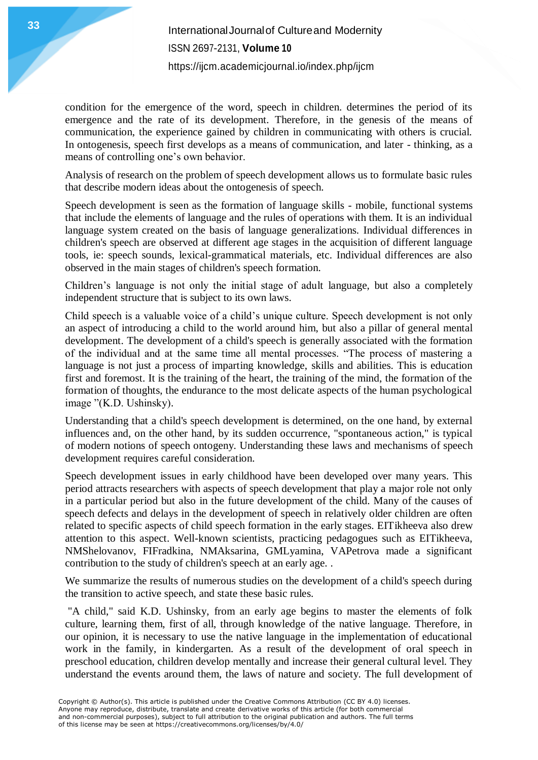condition for the emergence of the word, speech in children. determines the period of its emergence and the rate of its development. Therefore, in the genesis of the means of communication, the experience gained by children in communicating with others is crucial. In ontogenesis, speech first develops as a means of communication, and later - thinking, as a means of controlling one’s own behavior.

Analysis of research on the problem of speech development allows us to formulate basic rules that describe modern ideas about the ontogenesis of speech.

Speech development is seen as the formation of language skills - mobile, functional systems that include the elements of language and the rules of operations with them. It is an individual language system created on the basis of language generalizations. Individual differences in children's speech are observed at different age stages in the acquisition of different language tools, ie: speech sounds, lexical-grammatical materials, etc. Individual differences are also observed in the main stages of children's speech formation.

Children’s language is not only the initial stage of adult language, but also a completely independent structure that is subject to its own laws.

Child speech is a valuable voice of a child’s unique culture. Speech development is not only an aspect of introducing a child to the world around him, but also a pillar of general mental development. The development of a child's speech is generally associated with the formation of the individual and at the same time all mental processes. “The process of mastering a language is not just a process of imparting knowledge, skills and abilities. This is education first and foremost. It is the training of the heart, the training of the mind, the formation of the formation of thoughts, the endurance to the most delicate aspects of the human psychological image ”(K.D. Ushinsky).

Understanding that a child's speech development is determined, on the one hand, by external influences and, on the other hand, by its sudden occurrence, "spontaneous action," is typical of modern notions of speech ontogeny. Understanding these laws and mechanisms of speech development requires careful consideration.

Speech development issues in early childhood have been developed over many years. This period attracts researchers with aspects of speech development that play a major role not only in a particular period but also in the future development of the child. Many of the causes of speech defects and delays in the development of speech in relatively older children are often related to specific aspects of child speech formation in the early stages. EITikheeva also drew attention to this aspect. Well-known scientists, practicing pedagogues such as EITikheeva, NMShelovanov, FIFradkina, NMAksarina, GMLyamina, VAPetrova made a significant contribution to the study of children's speech at an early age. .

We summarize the results of numerous studies on the development of a child's speech during the transition to active speech, and state these basic rules.

"A child," said K.D. Ushinsky, from an early age begins to master the elements of folk culture, learning them, first of all, through knowledge of the native language. Therefore, in our opinion, it is necessary to use the native language in the implementation of educational work in the family, in kindergarten. As a result of the development of oral speech in preschool education, children develop mentally and increase their general cultural level. They understand the events around them, the laws of nature and society. The full development of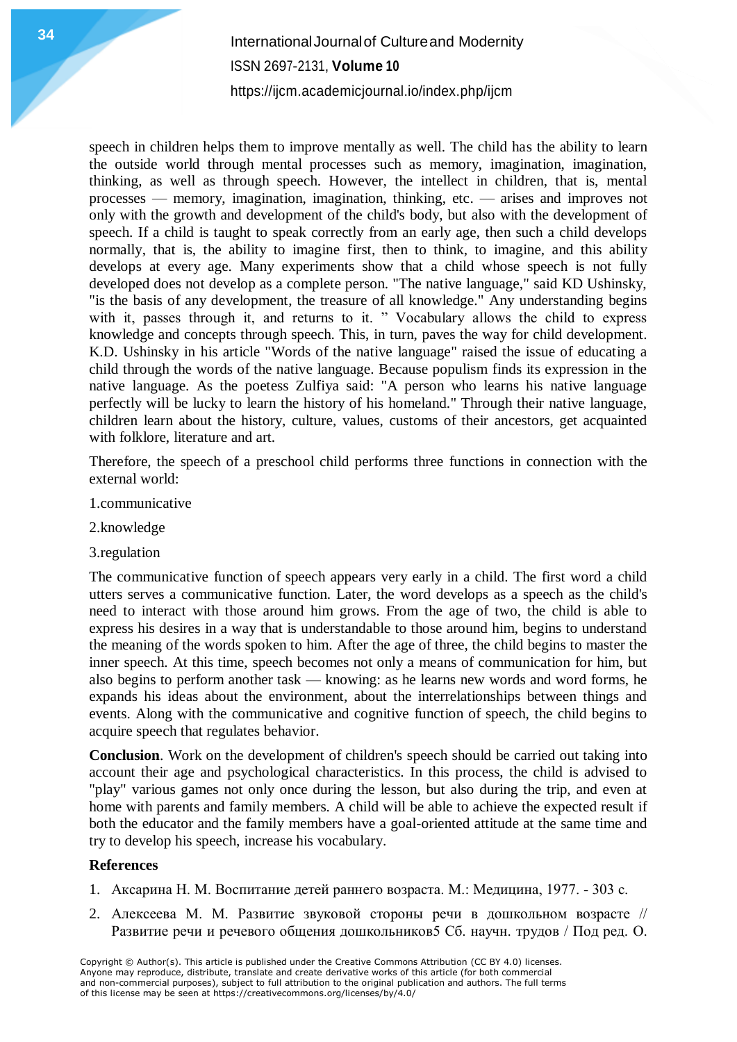speech in children helps them to improve mentally as well. The child has the ability to learn the outside world through mental processes such as memory, imagination, imagination, thinking, as well as through speech. However, the intellect in children, that is, mental processes — memory, imagination, imagination, thinking, etc. — arises and improves not only with the growth and development of the child's body, but also with the development of speech. If a child is taught to speak correctly from an early age, then such a child develops normally, that is, the ability to imagine first, then to think, to imagine, and this ability develops at every age. Many experiments show that a child whose speech is not fully developed does not develop as a complete person. "The native language," said KD Ushinsky, "is the basis of any development, the treasure of all knowledge." Any understanding begins with it, passes through it, and returns to it. " Vocabulary allows the child to express knowledge and concepts through speech. This, in turn, paves the way for child development. K.D. Ushinsky in his article "Words of the native language" raised the issue of educating a child through the words of the native language. Because populism finds its expression in the native language. As the poetess Zulfiya said: "A person who learns his native language perfectly will be lucky to learn the history of his homeland." Through their native language, children learn about the history, culture, values, customs of their ancestors, get acquainted with folklore, literature and art.

Therefore, the speech of a preschool child performs three functions in connection with the external world:

1.communicative

2.knowledge

3.regulation

The communicative function of speech appears very early in a child. The first word a child utters serves a communicative function. Later, the word develops as a speech as the child's need to interact with those around him grows. From the age of two, the child is able to express his desires in a way that is understandable to those around him, begins to understand the meaning of the words spoken to him. After the age of three, the child begins to master the inner speech. At this time, speech becomes not only a means of communication for him, but also begins to perform another task — knowing: as he learns new words and word forms, he expands his ideas about the environment, about the interrelationships between things and events. Along with the communicative and cognitive function of speech, the child begins to acquire speech that regulates behavior.

**Conclusion**. Work on the development of children's speech should be carried out taking into account their age and psychological characteristics. In this process, the child is advised to "play" various games not only once during the lesson, but also during the trip, and even at home with parents and family members. A child will be able to achieve the expected result if both the educator and the family members have a goal-oriented attitude at the same time and try to develop his speech, increase his vocabulary.

**References**

1. Аксарина Н. М. Воспитание детей раннего возраста. М.: Медицина, 1977. - 303 с.
2. Алексеева М. М. Развитие звуковой стороны речи в дошкольном возрасте // Развитие речи и речевого общения дошкольников5 Сб. научн. трудов / Под ред. О.

Copyright © Author(s). This article is published under the Creative Commons Attribution (CC BY 4.0) licenses. Anyone may reproduce, distribute, translate and create derivative works of this article (for both commercial and non-commercial purposes), subject to full attribution to the original publication and authors. The full terms of this license may be seen at https://creativecommons.org/licenses/by/4.0/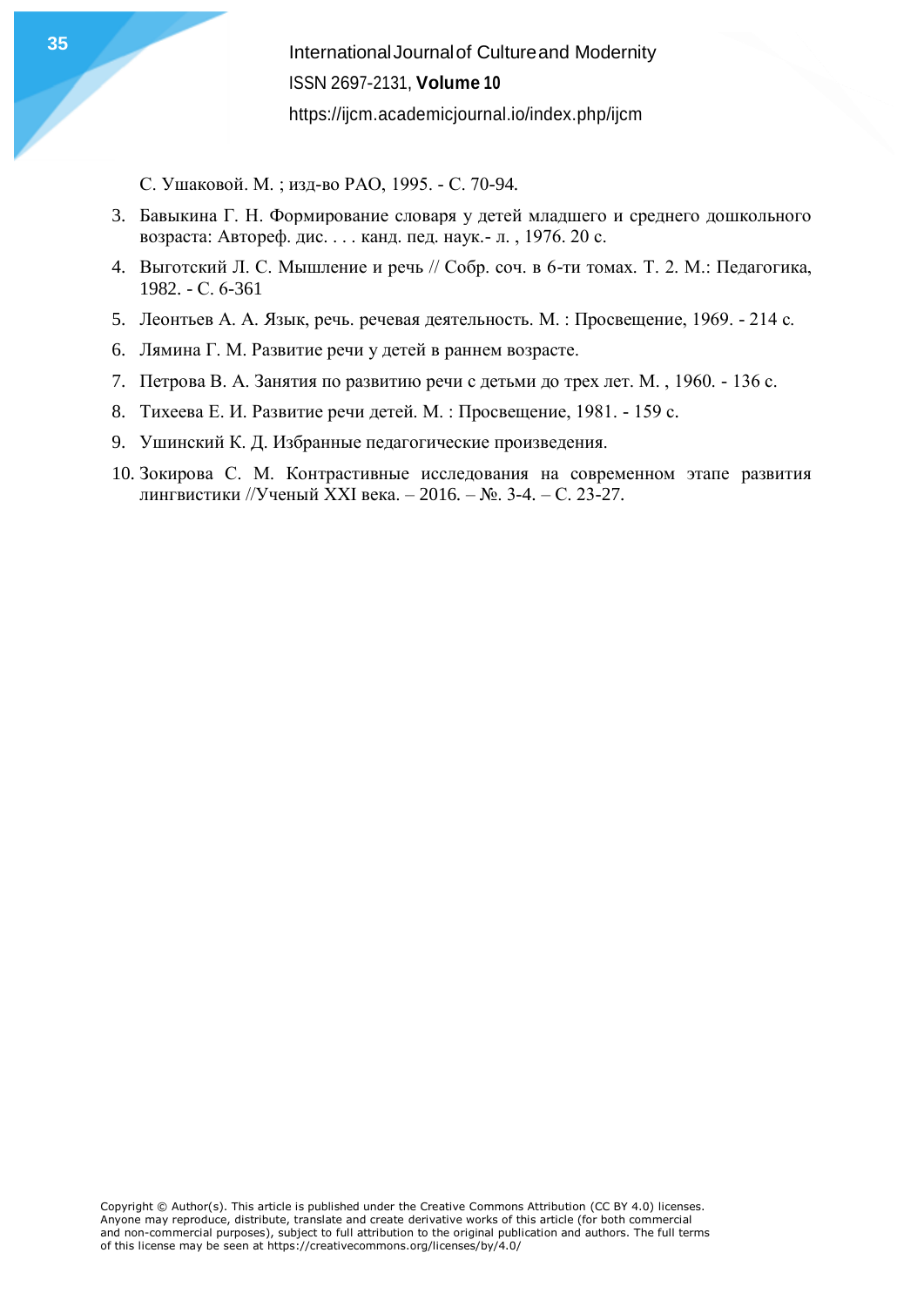С. Ушаковой. М. ; изд-во РАО, 1995. - С. 70-94.

3. Бавыкина Г. Н. Формирование словаря у детей младшего и среднего дошкольного возраста: Автореф. дис. . . . канд. пед. наук.- л. , 1976. 20 с.
4. Выготский Л. С. Мышление и речь // Собр. соч. в 6-ти томах. Т. 2. М.: Педагогика, 1982. - С. 6-361
5. Леонтьев А. А. Язык, речь. речевая деятельность. М. : Просвещение, 1969. - 214 с.
6. Лямина Г. М. Развитие речи у детей в раннем возрасте.
7. Петрова В. А. Занятия по развитию речи с детьми до трех лет. М. , 1960. - 136 с.
8. Тихеева Е. И. Развитие речи детей. М. : Просвещение, 1981. - 159 с.
9. Ушинский К. Д. Избранные педагогические произведения.
10. Зокирова С. М. Контрастивные исследования на современном этапе развития лингвистики //Ученый XXI века. – 2016. – №. 3-4. – С. 23-27.